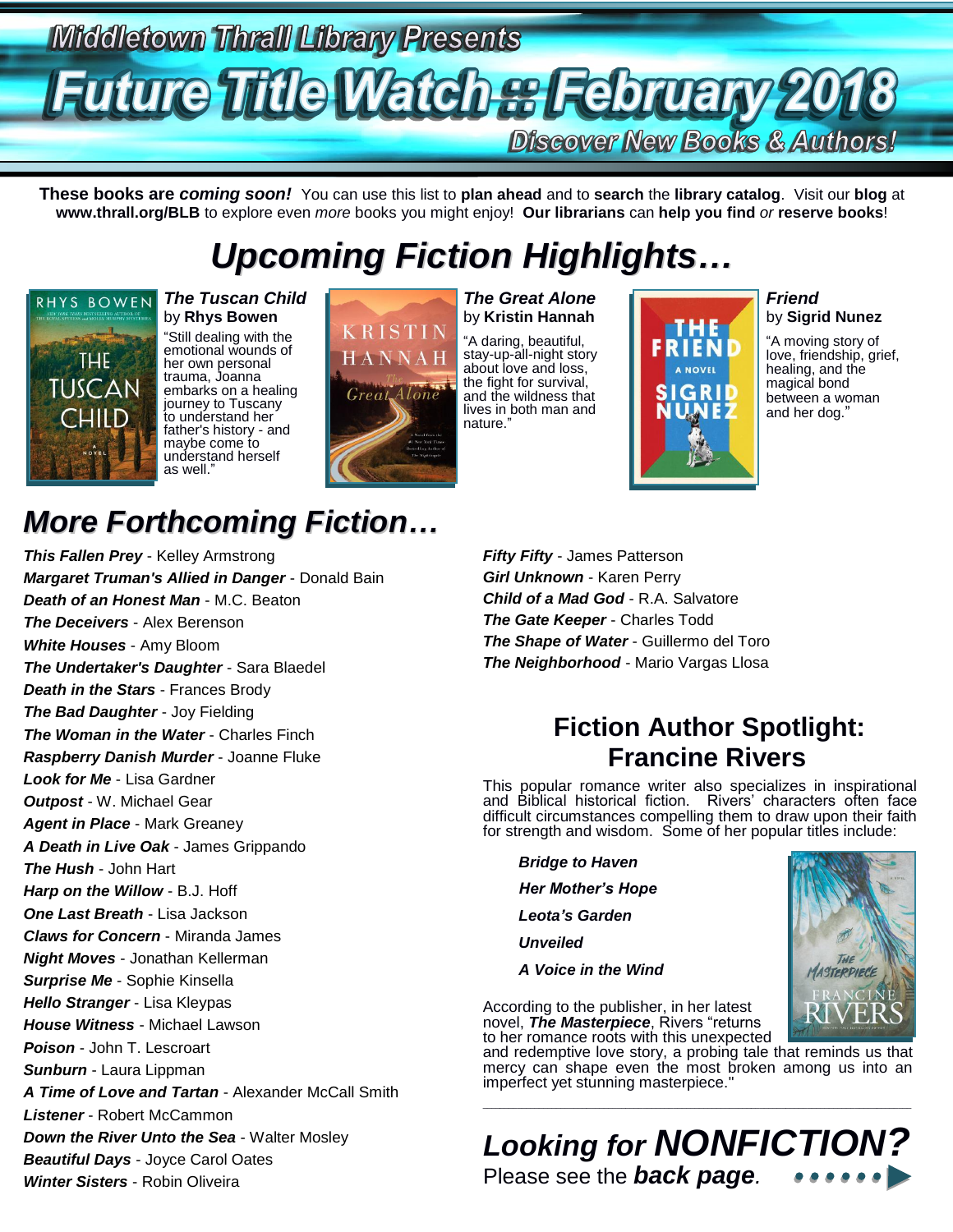# Middletown Thrall Library Presents

# Future Title Watch :: February 2018

**Discover New Books & Authors!**

**These books are *coming soon!*** You can use this list to **plan ahead** and to **search** the **library catalog**. Visit our **blog** at **www.thrall.org/BLB** to explore even *more* books you might enjoy! **Our librarians** can **help you find** *or* **reserve books**!

## *Upcoming Fiction Highlights…*

***The Tuscan Child*** by **Rhys Bowen**

"Still dealing with the emotional wounds of her own personal trauma, Joanna embarks on a healing journey to Tuscany to understand her father's history - and maybe come to understand herself as well."

***The Great Alone*** by **Kristin Hannah**

"A daring, beautiful, stay-up-all-night story about love and loss, the fight for survival, and the wildness that lives in both man and nature."

***Friend*** by **Sigrid Nunez**

"A moving story of love, friendship, grief, healing, and the magical bond between a woman and her dog."

## *More Forthcoming Fiction…*

- ***This Fallen Prey*** - Kelley Armstrong
- ***Margaret Truman's Allied in Danger*** - Donald Bain
- ***Death of an Honest Man*** - M.C. Beaton
- ***The Deceivers*** - Alex Berenson
- ***White Houses*** - Amy Bloom
- ***The Undertaker's Daughter*** - Sara Blaedel
- ***Death in the Stars*** - Frances Brody
- ***The Bad Daughter*** - Joy Fielding
- ***The Woman in the Water*** - Charles Finch
- ***Raspberry Danish Murder*** - Joanne Fluke
- ***Look for Me*** - Lisa Gardner
- ***Outpost*** - W. Michael Gear
- ***Agent in Place*** - Mark Greaney
- ***A Death in Live Oak*** - James Grippando
- ***The Hush*** - John Hart
- ***Harp on the Willow*** - B.J. Hoff
- ***One Last Breath*** - Lisa Jackson
- ***Claws for Concern*** - Miranda James
- ***Night Moves*** - Jonathan Kellerman
- ***Surprise Me*** - Sophie Kinsella
- ***Hello Stranger*** - Lisa Kleypas
- ***House Witness*** - Michael Lawson
- ***Poison*** - John T. Lescroart
- ***Sunburn*** - Laura Lippman
- ***A Time of Love and Tartan*** - Alexander McCall Smith
- ***Listener*** - Robert McCammon
- ***Down the River Unto the Sea*** - Walter Mosley
- ***Beautiful Days*** - Joyce Carol Oates
- ***Winter Sisters*** - Robin Oliveira
- ***Fifty Fifty*** - James Patterson
- ***Girl Unknown*** - Karen Perry
- ***Child of a Mad God*** - R.A. Salvatore
- ***The Gate Keeper*** - Charles Todd
- ***The Shape of Water*** - Guillermo del Toro
- ***The Neighborhood*** - Mario Vargas Llosa

## Fiction Author Spotlight: Francine Rivers

This popular romance writer also specializes in inspirational and Biblical historical fiction. Rivers' characters often face difficult circumstances compelling them to draw upon their faith for strength and wisdom. Some of her popular titles include:

- ***Bridge to Haven***
- ***Her Mother's Hope***
- ***Leota's Garden***
- ***Unveiled***
- ***A Voice in the Wind***

According to the publisher, in her latest novel, ***The Masterpiece***, Rivers "returns to her romance roots with this unexpected and redemptive love story, a probing tale that reminds us that mercy can shape even the most broken among us into an imperfect yet stunning masterpiece."

## *Looking for **NONFICTION?***

Please see the ***back page.***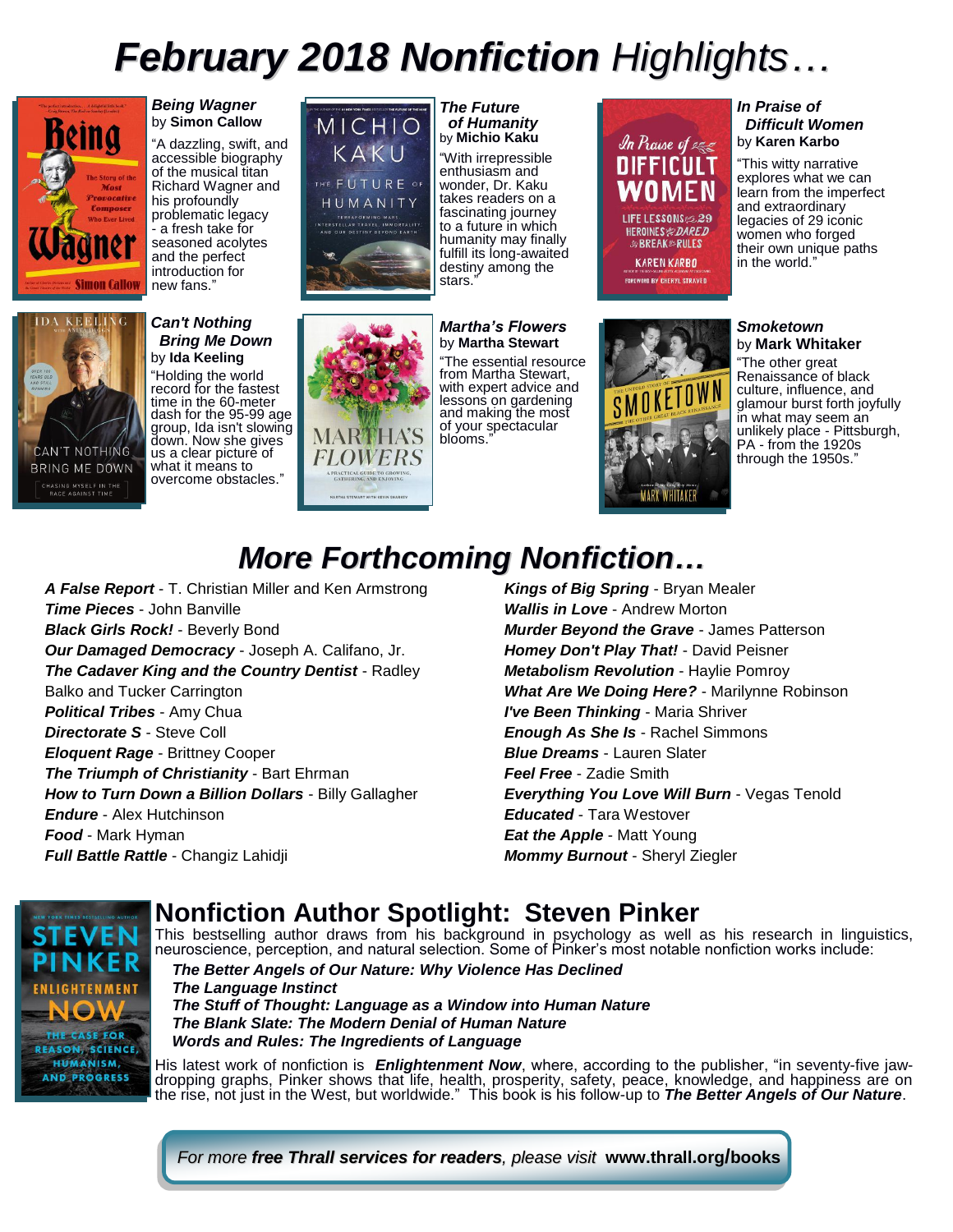# February 2018 Nonfiction Highlights…

***Being Wagner*** by **Simon Callow**

"A dazzling, swift, and accessible biography of the musical titan Richard Wagner and his profoundly problematic legacy - a fresh take for seasoned acolytes and the perfect introduction for new fans."

***The Future of Humanity*** by **Michio Kaku**

"With irrepressible enthusiasm and wonder, Dr. Kaku takes readers on a fascinating journey to a future in which humanity may finally fulfill its long-awaited destiny among the stars."

***In Praise of Difficult Women*** by **Karen Karbo**

"This witty narrative explores what we can learn from the imperfect and extraordinary legacies of 29 iconic women who forged their own unique paths in the world."

***Can't Nothing Bring Me Down*** by **Ida Keeling**

"Holding the world record for the fastest time in the 60-meter dash for the 95-99 age group, Ida isn't slowing down. Now she gives us a clear picture of what it means to overcome obstacles."

***Martha's Flowers*** by **Martha Stewart**

"The essential resource from Martha Stewart, with expert advice and lessons on gardening and making the most of your spectacular blooms."

***Smoketown*** by **Mark Whitaker**

"The other great Renaissance of black culture, influence, and glamour burst forth joyfully in what may seem an unlikely place - Pittsburgh, PA - from the 1920s through the 1950s."

## More Forthcoming Nonfiction…

***A False Report*** - T. Christian Miller and Ken Armstrong
***Time Pieces*** - John Banville
***Black Girls Rock!*** - Beverly Bond
***Our Damaged Democracy*** - Joseph A. Califano, Jr.
***The Cadaver King and the Country Dentist*** - Radley Balko and Tucker Carrington
***Political Tribes*** - Amy Chua
***Directorate S*** - Steve Coll
***Eloquent Rage*** - Brittney Cooper
***The Triumph of Christianity*** - Bart Ehrman
***How to Turn Down a Billion Dollars*** - Billy Gallagher
***Endure*** - Alex Hutchinson
***Food*** - Mark Hyman
***Full Battle Rattle*** - Changiz Lahidji
***Kings of Big Spring*** - Bryan Mealer
***Wallis in Love*** - Andrew Morton
***Murder Beyond the Grave*** - James Patterson
***Homey Don't Play That!*** - David Peisner
***Metabolism Revolution*** - Haylie Pomroy
***What Are We Doing Here?*** - Marilynne Robinson
***I've Been Thinking*** - Maria Shriver
***Enough As She Is*** - Rachel Simmons
***Blue Dreams*** - Lauren Slater
***Feel Free*** - Zadie Smith
***Everything You Love Will Burn*** - Vegas Tenold
***Educated*** - Tara Westover
***Eat the Apple*** - Matt Young
***Mommy Burnout*** - Sheryl Ziegler

## Nonfiction Author Spotlight: Steven Pinker

This bestselling author draws from his background in psychology as well as his research in linguistics, neuroscience, perception, and natural selection. Some of Pinker's most notable nonfiction works include:

***The Better Angels of Our Nature: Why Violence Has Declined***
***The Language Instinct***
***The Stuff of Thought: Language as a Window into Human Nature***
***The Blank Slate: The Modern Denial of Human Nature***
***Words and Rules: The Ingredients of Language***

His latest work of nonfiction is ***Enlightenment Now***, where, according to the publisher, "in seventy-five jaw-dropping graphs, Pinker shows that life, health, prosperity, safety, peace, knowledge, and happiness are on the rise, not just in the West, but worldwide." This book is his follow-up to ***The Better Angels of Our Nature***.

*For more* ***free Thrall services for readers****, please visit* **www.thrall.org/books**